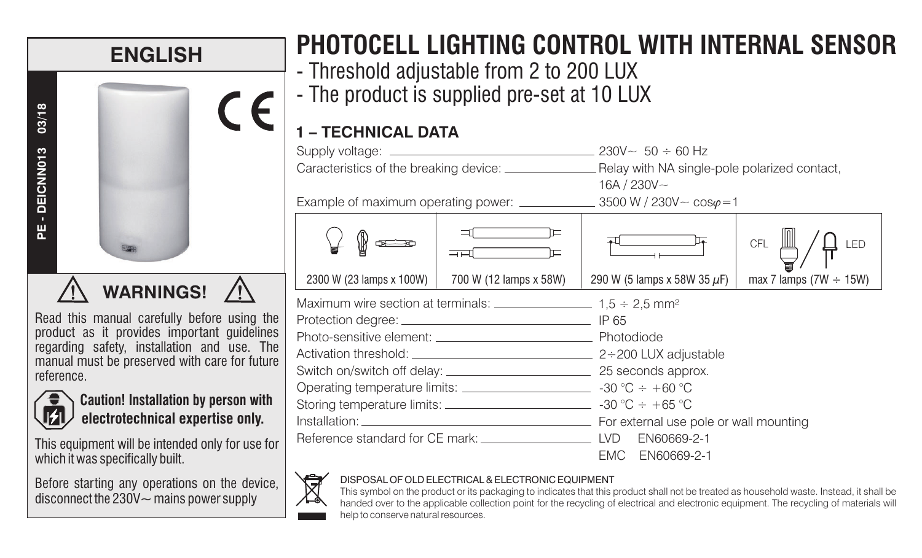## ENGLISH

PE - DEICNN013 03/18

## ⚠ WARNINGS! ⚠

Read this manual carefully before using the product as it provides important guidelines regarding safety, installation and use. The manual must be preserved with care for future reference.

**Caution! Installation by person with electrotechnical expertise only.**

This equipment will be intended only for use for which it was specifically built.

Before starting any operations on the device, disconnect the 230V~ mains power supply

# PHOTOCELL LIGHTING CONTROL WITH INTERNAL SENSOR

- Threshold adjustable from 2 to 200 LUX
- The product is supplied pre-set at 10 LUX

## 1 – TECHNICAL DATA

Supply voltage: 230V~ 50 ÷ 60 Hz

Caracteristics of the breaking device: Relay with NA single-pole polarized contact, 16A / 230V~

Example of maximum operating power: 3500 W / 230V~ $\cos\varphi = 1$

| | | | CFL / LED |
|---|---|---|---|
| 2300 W (23 lamps x 100W) | 700 W (12 lamps x 58W) | 290 W (5 lamps x 58W 35 $\mu$F) | max 7 lamps (7W ÷ 15W) |

Maximum wire section at terminals: 1,5 ÷ 2,5 mm²

Protection degree: IP 65

Photo-sensitive element: Photodiode

Activation threshold: 2÷200 LUX adjustable

Switch on/switch off delay: 25 seconds approx.

Operating temperature limits: -30 °C ÷ +60 °C

Storing temperature limits: -30 °C ÷ +65 °C

Installation: For external use pole or wall mounting

Reference standard for CE mark: LVD EN60669-2-1
EMC EN60669-2-1

DISPOSAL OF OLD ELECTRICAL & ELECTRONIC EQUIPMENT

This symbol on the product or its packaging to indicates that this product shall not be treated as household waste. Instead, it shall be handed over to the applicable collection point for the recycling of electrical and electronic equipment. The recycling of materials will help to conserve natural resources.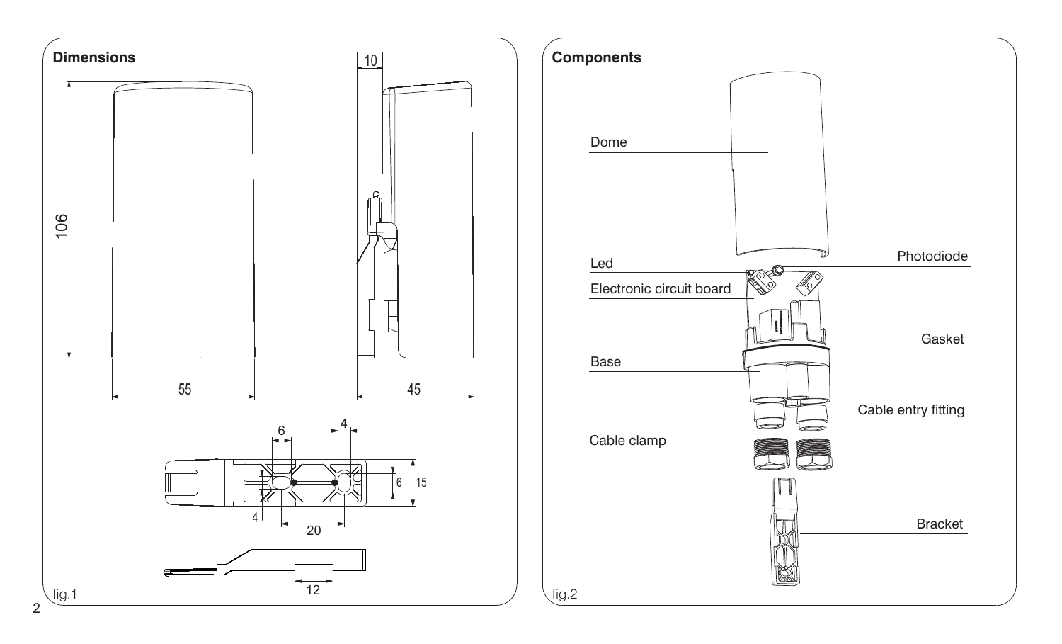## Dimensions

106

55

10

45

6

4

6

15

4

20

12

fig.1

## Components

Dome

Led

Photodiode

Electronic circuit board

Gasket

Base

Cable entry fitting

Cable clamp

Bracket

fig.2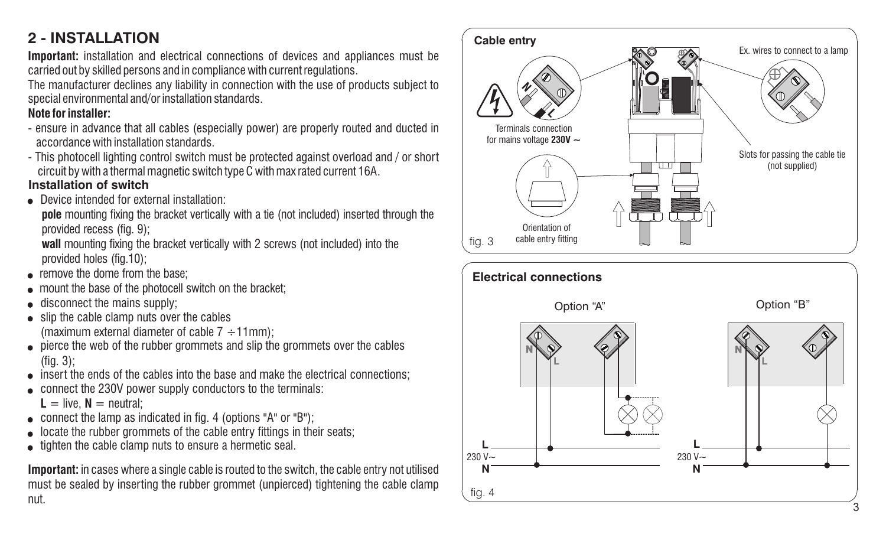## 2 - INSTALLATION

**Important:** installation and electrical connections of devices and appliances must be carried out by skilled persons and in compliance with current regulations.

The manufacturer declines any liability in connection with the use of products subject to special environmental and/or installation standards.

**Note for installer:**

- ensure in advance that all cables (especially power) are properly routed and ducted in accordance with installation standards.
- This photocell lighting control switch must be protected against overload and / or short circuit by with a thermal magnetic switch type C with max rated current 16A.

### Installation of switch

- Device intended for external installation:
  **pole** mounting fixing the bracket vertically with a tie (not included) inserted through the provided recess (fig. 9);
  **wall** mounting fixing the bracket vertically with 2 screws (not included) into the provided holes (fig.10);
- remove the dome from the base;
- mount the base of the photocell switch on the bracket;
- disconnect the mains supply;
- slip the cable clamp nuts over the cables (maximum external diameter of cable 7 ÷11mm);
- pierce the web of the rubber grommets and slip the grommets over the cables (fig. 3);
- insert the ends of the cables into the base and make the electrical connections;
- connect the 230V power supply conductors to the terminals: **L** = live, **N** = neutral;
- connect the lamp as indicated in fig. 4 (options "A" or "B");
- locate the rubber grommets of the cable entry fittings in their seats;
- tighten the cable clamp nuts to ensure a hermetic seal.

**Important:** in cases where a single cable is routed to the switch, the cable entry not utilised must be sealed by inserting the rubber grommet (unpierced) tightening the cable clamp nut.

**Cable entry**

Terminals connection for mains voltage **230V ~**

Ex. wires to connect to a lamp

Slots for passing the cable tie (not supplied)

Orientation of cable entry fitting

fig. 3

**Electrical connections**

Option "A"

Option "B"

fig. 4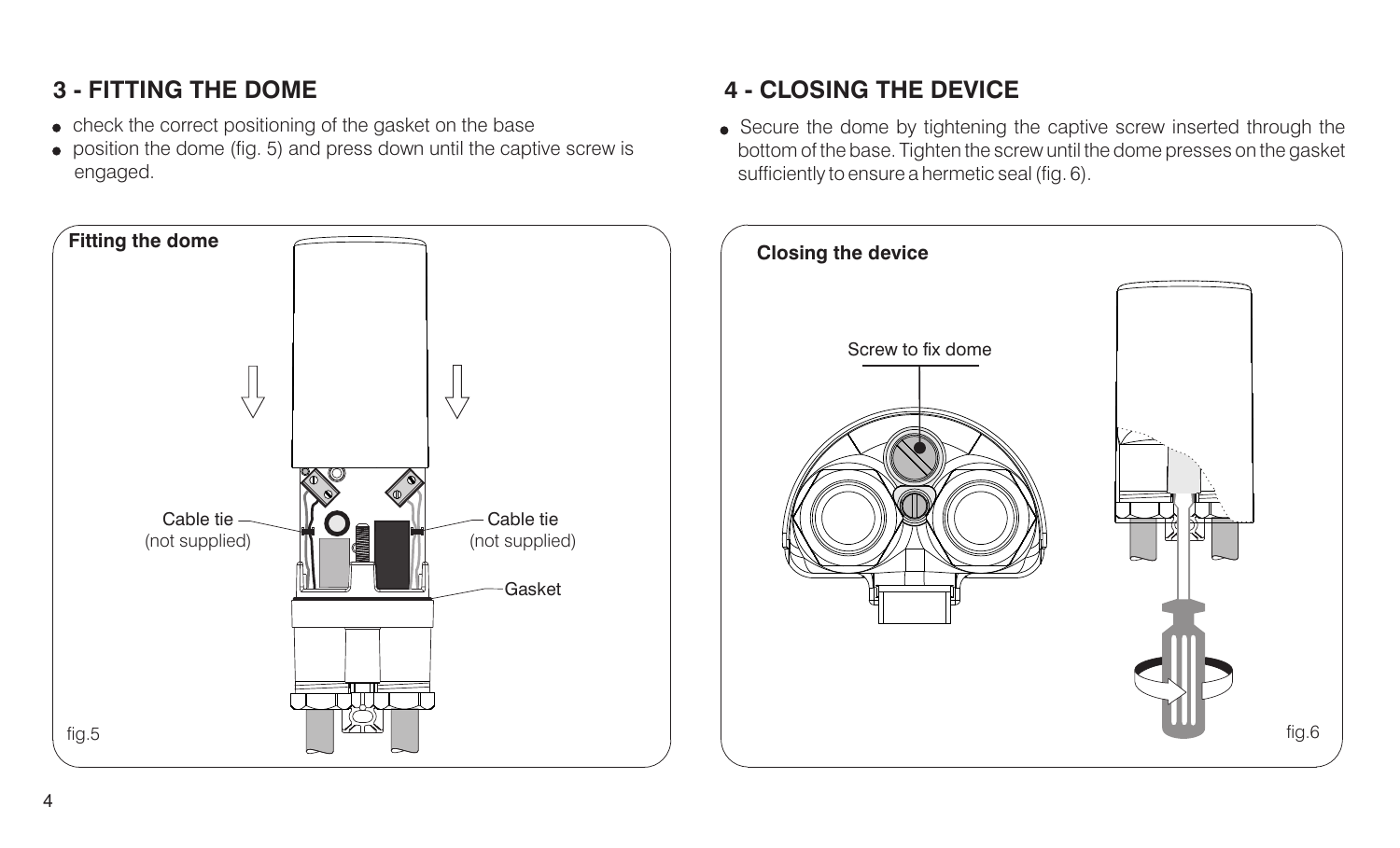## 3 - FITTING THE DOME

- check the correct positioning of the gasket on the base
- position the dome (fig. 5) and press down until the captive screw is engaged.

**Fitting the dome**

Cable tie (not supplied)

Cable tie (not supplied)

Gasket

fig.5

## 4 - CLOSING THE DEVICE

- Secure the dome by tightening the captive screw inserted through the bottom of the base. Tighten the screw until the dome presses on the gasket sufficiently to ensure a hermetic seal (fig. 6).

**Closing the device**

Screw to fix dome

fig.6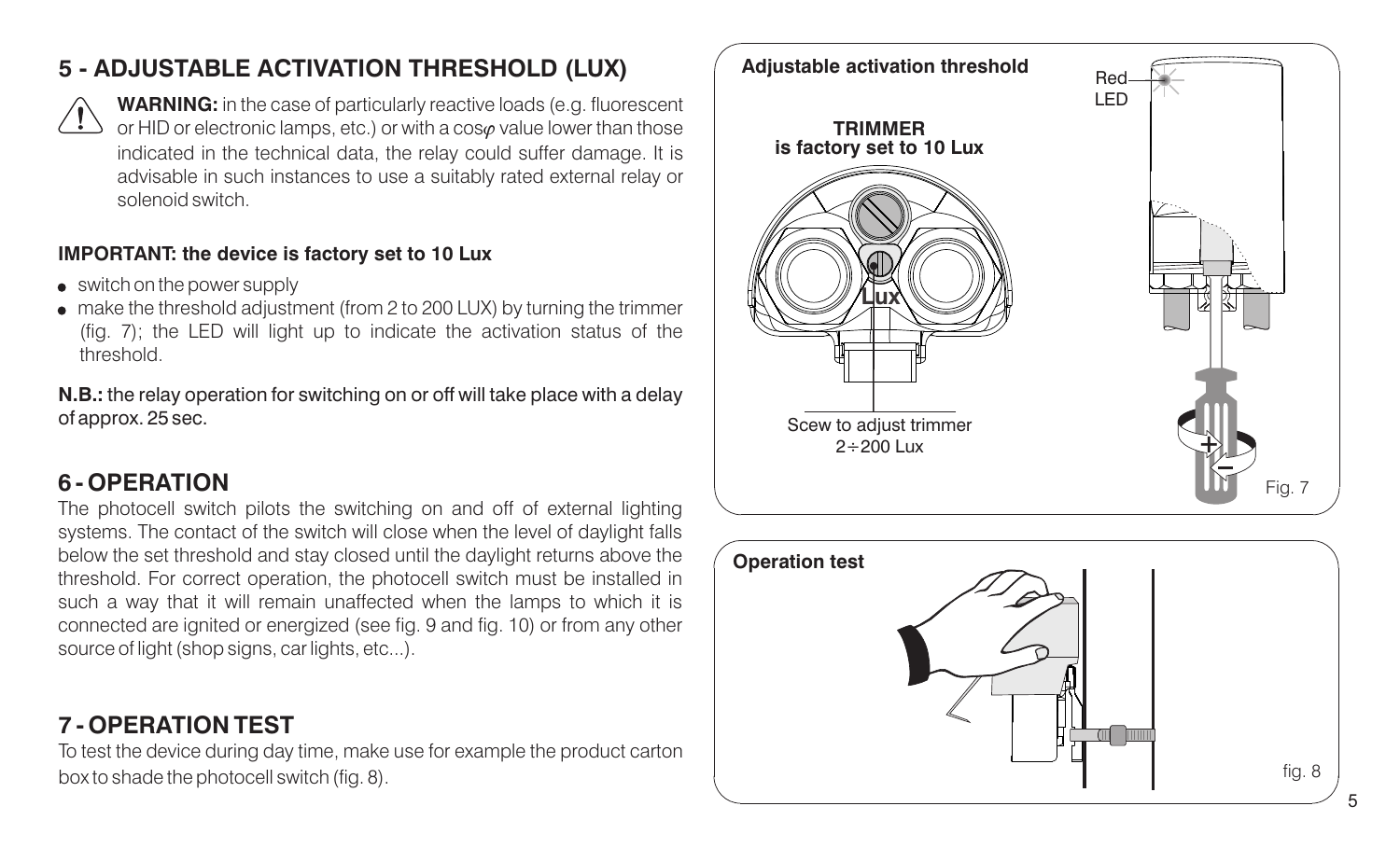## 5 - ADJUSTABLE ACTIVATION THRESHOLD (LUX)

**WARNING:** in the case of particularly reactive loads (e.g. fluorescent or HID or electronic lamps, etc.) or with a cos$\varphi$ value lower than those indicated in the technical data, the relay could suffer damage. It is advisable in such instances to use a suitably rated external relay or solenoid switch.

**IMPORTANT: the device is factory set to 10 Lux**

- switch on the power supply
- make the threshold adjustment (from 2 to 200 LUX) by turning the trimmer (fig. 7); the LED will light up to indicate the activation status of the threshold.

**N.B.:** the relay operation for switching on or off will take place with a delay of approx. 25 sec.

## 6 - OPERATION

The photocell switch pilots the switching on and off of external lighting systems. The contact of the switch will close when the level of daylight falls below the set threshold and stay closed until the daylight returns above the threshold. For correct operation, the photocell switch must be installed in such a way that it will remain unaffected when the lamps to which it is connected are ignited or energized (see fig. 9 and fig. 10) or from any other source of light (shop signs, car lights, etc...).

## 7 - OPERATION TEST

To test the device during day time, make use for example the product carton box to shade the photocell switch (fig. 8).

**Adjustable activation threshold**

Red LED

**TRIMMER is factory set to 10 Lux**

Lux

Scew to adjust trimmer 2÷200 Lux

Fig. 7

**Operation test**

fig. 8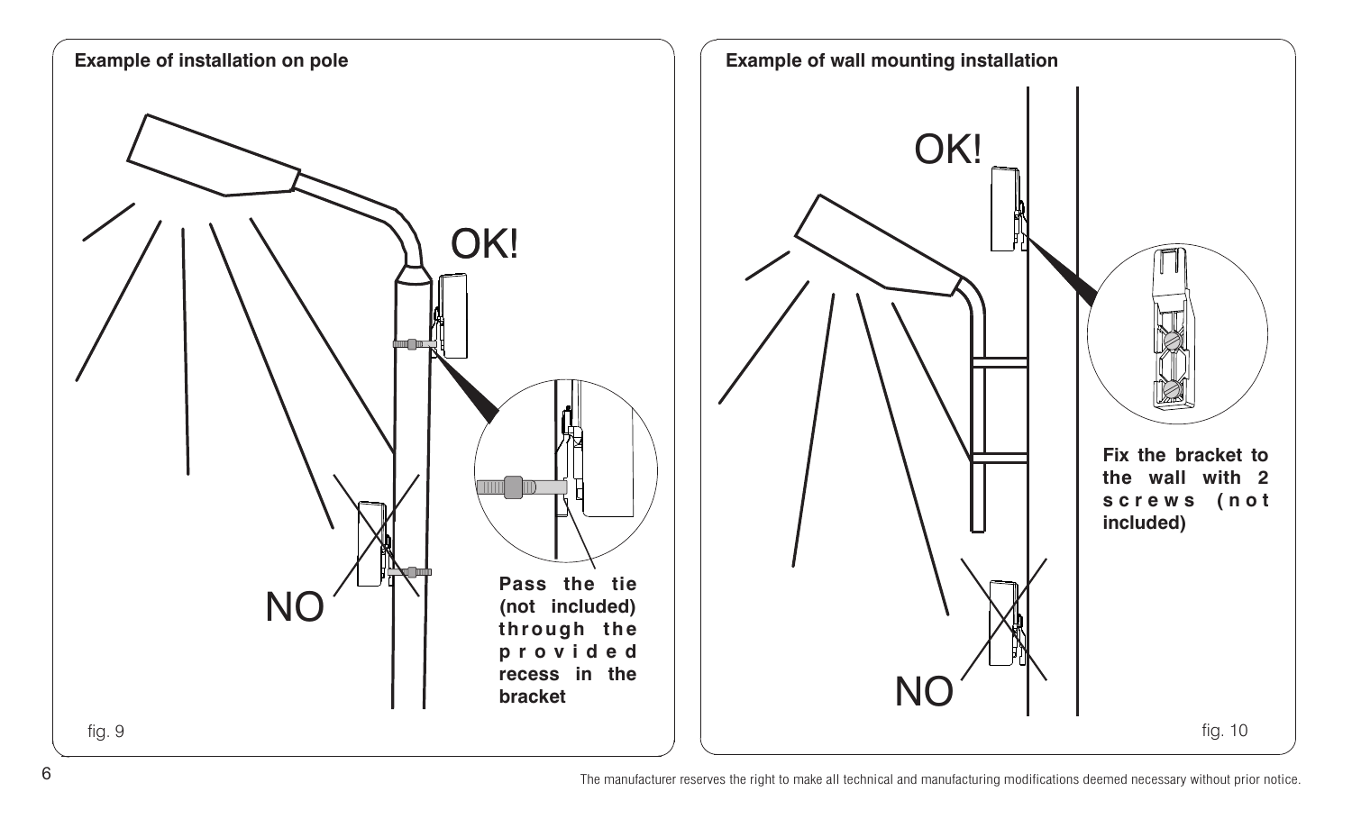**Example of installation on pole**

OK!

NO

**Pass the tie (not included) through the provided recess in the bracket**

fig. 9

**Example of wall mounting installation**

OK!

NO

**Fix the bracket to the wall with 2 screws (not included)**

fig. 10

The manufacturer reserves the right to make all technical and manufacturing modifications deemed necessary without prior notice.